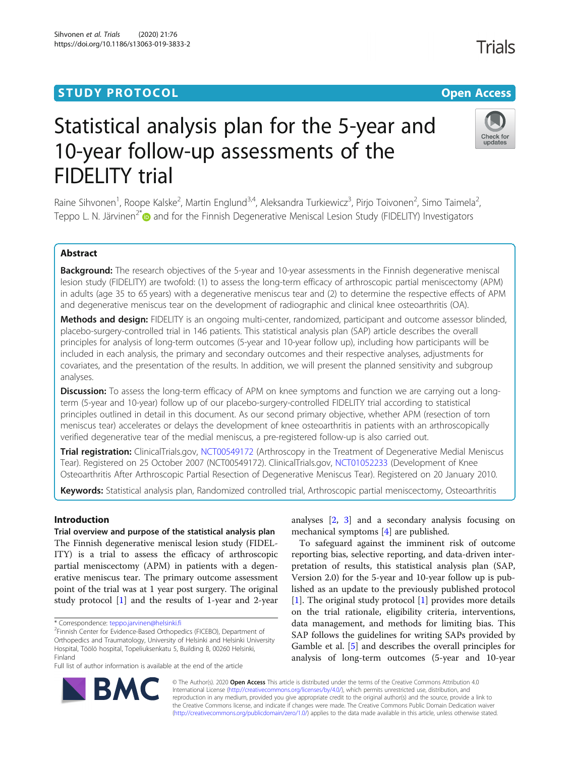STUDY PROTOCOL

Open Access

# Statistical analysis plan for the 5-year and 10-year follow-up assessments of the FIDELITY trial

Raine Sihvonen[1], Roope Kalske[2], Martin Englund[3,4], Aleksandra Turkiewicz[3], Pirjo Toivonen[2], Simo Taimela[2], Teppo L. N. Järvinen[2*] and for the Finnish Degenerative Meniscal Lesion Study (FIDELITY) Investigators

## Abstract

**Background:** The research objectives of the 5-year and 10-year assessments in the Finnish degenerative meniscal lesion study (FIDELITY) are twofold: (1) to assess the long-term efficacy of arthroscopic partial meniscectomy (APM) in adults (age 35 to 65 years) with a degenerative meniscus tear and (2) to determine the respective effects of APM and degenerative meniscus tear on the development of radiographic and clinical knee osteoarthritis (OA).

**Methods and design:** FIDELITY is an ongoing multi-center, randomized, participant and outcome assessor blinded, placebo-surgery-controlled trial in 146 patients. This statistical analysis plan (SAP) article describes the overall principles for analysis of long-term outcomes (5-year and 10-year follow up), including how participants will be included in each analysis, the primary and secondary outcomes and their respective analyses, adjustments for covariates, and the presentation of the results. In addition, we will present the planned sensitivity and subgroup analyses.

**Discussion:** To assess the long-term efficacy of APM on knee symptoms and function we are carrying out a long-term (5-year and 10-year) follow up of our placebo-surgery-controlled FIDELITY trial according to statistical principles outlined in detail in this document. As our second primary objective, whether APM (resection of torn meniscus tear) accelerates or delays the development of knee osteoarthritis in patients with an arthroscopically verified degenerative tear of the medial meniscus, a pre-registered follow-up is also carried out.

**Trial registration:** ClinicalTrials.gov, NCT00549172 (Arthroscopy in the Treatment of Degenerative Medial Meniscus Tear). Registered on 25 October 2007 (NCT00549172). ClinicalTrials.gov, NCT01052233 (Development of Knee Osteoarthritis After Arthroscopic Partial Resection of Degenerative Meniscus Tear). Registered on 20 January 2010.

**Keywords:** Statistical analysis plan, Randomized controlled trial, Arthroscopic partial meniscectomy, Osteoarthritis

## Introduction

### Trial overview and purpose of the statistical analysis plan

The Finnish degenerative meniscal lesion study (FIDELITY) is a trial to assess the efficacy of arthroscopic partial meniscectomy (APM) in patients with a degenerative meniscus tear. The primary outcome assessment point of the trial was at 1 year post surgery. The original study protocol [1] and the results of 1-year and 2-year analyses [2, 3] and a secondary analysis focusing on mechanical symptoms [4] are published.

To safeguard against the imminent risk of outcome reporting bias, selective reporting, and data-driven interpretation of results, this statistical analysis plan (SAP, Version 2.0) for the 5-year and 10-year follow up is published as an update to the previously published protocol [1]. The original study protocol [1] provides more details on the trial rationale, eligibility criteria, interventions, data management, and methods for limiting bias. This SAP follows the guidelines for writing SAPs provided by Gamble et al. [5] and describes the overall principles for analysis of long-term outcomes (5-year and 10-year

* Correspondence: teppo.jarvinen@helsinki.fi
[2]Finnish Center for Evidence-Based Orthopedics (FICEBO), Department of Orthopedics and Traumatology, University of Helsinki and Helsinki University Hospital, Töölö hospital, Topeliuksenkatu 5, Building B, 00260 Helsinki, Finland
Full list of author information is available at the end of the article

© The Author(s). 2020 **Open Access** This article is distributed under the terms of the Creative Commons Attribution 4.0 International License (http://creativecommons.org/licenses/by/4.0/), which permits unrestricted use, distribution, and reproduction in any medium, provided you give appropriate credit to the original author(s) and the source, provide a link to the Creative Commons license, and indicate if changes were made. The Creative Commons Public Domain Dedication waiver (http://creativecommons.org/publicdomain/zero/1.0/) applies to the data made available in this article, unless otherwise stated.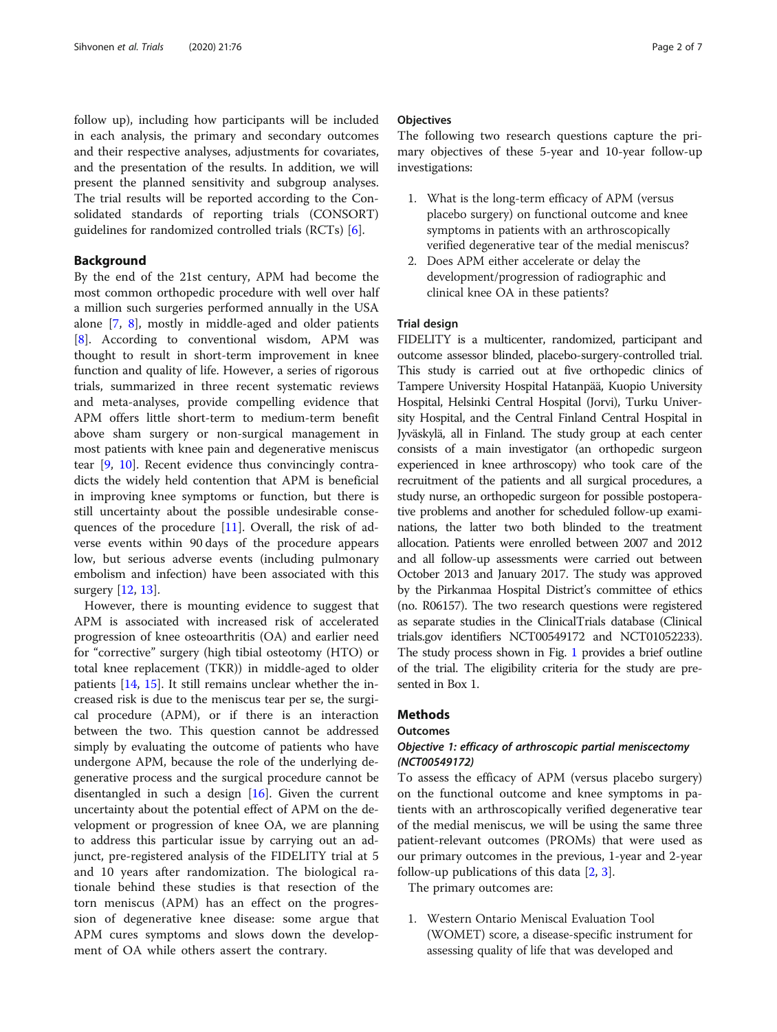follow up), including how participants will be included in each analysis, the primary and secondary outcomes and their respective analyses, adjustments for covariates, and the presentation of the results. In addition, we will present the planned sensitivity and subgroup analyses. The trial results will be reported according to the Consolidated standards of reporting trials (CONSORT) guidelines for randomized controlled trials (RCTs) [6].

## Background

By the end of the 21st century, APM had become the most common orthopedic procedure with well over half a million such surgeries performed annually in the USA alone [7, 8], mostly in middle-aged and older patients [8]. According to conventional wisdom, APM was thought to result in short-term improvement in knee function and quality of life. However, a series of rigorous trials, summarized in three recent systematic reviews and meta-analyses, provide compelling evidence that APM offers little short-term to medium-term benefit above sham surgery or non-surgical management in most patients with knee pain and degenerative meniscus tear [9, 10]. Recent evidence thus convincingly contradicts the widely held contention that APM is beneficial in improving knee symptoms or function, but there is still uncertainty about the possible undesirable consequences of the procedure [11]. Overall, the risk of adverse events within 90 days of the procedure appears low, but serious adverse events (including pulmonary embolism and infection) have been associated with this surgery [12, 13].

However, there is mounting evidence to suggest that APM is associated with increased risk of accelerated progression of knee osteoarthritis (OA) and earlier need for "corrective" surgery (high tibial osteotomy (HTO) or total knee replacement (TKR)) in middle-aged to older patients [14, 15]. It still remains unclear whether the increased risk is due to the meniscus tear per se, the surgical procedure (APM), or if there is an interaction between the two. This question cannot be addressed simply by evaluating the outcome of patients who have undergone APM, because the role of the underlying degenerative process and the surgical procedure cannot be disentangled in such a design [16]. Given the current uncertainty about the potential effect of APM on the development or progression of knee OA, we are planning to address this particular issue by carrying out an adjunct, pre-registered analysis of the FIDELITY trial at 5 and 10 years after randomization. The biological rationale behind these studies is that resection of the torn meniscus (APM) has an effect on the progression of degenerative knee disease: some argue that APM cures symptoms and slows down the development of OA while others assert the contrary.

### Objectives

The following two research questions capture the primary objectives of these 5-year and 10-year follow-up investigations:

1. What is the long-term efficacy of APM (versus placebo surgery) on functional outcome and knee symptoms in patients with an arthroscopically verified degenerative tear of the medial meniscus?
2. Does APM either accelerate or delay the development/progression of radiographic and clinical knee OA in these patients?

### Trial design

FIDELITY is a multicenter, randomized, participant and outcome assessor blinded, placebo-surgery-controlled trial. This study is carried out at five orthopedic clinics of Tampere University Hospital Hatanpää, Kuopio University Hospital, Helsinki Central Hospital (Jorvi), Turku University Hospital, and the Central Finland Central Hospital in Jyväskylä, all in Finland. The study group at each center consists of a main investigator (an orthopedic surgeon experienced in knee arthroscopy) who took care of the recruitment of the patients and all surgical procedures, a study nurse, an orthopedic surgeon for possible postoperative problems and another for scheduled follow-up examinations, the latter two both blinded to the treatment allocation. Patients were enrolled between 2007 and 2012 and all follow-up assessments were carried out between October 2013 and January 2017. The study was approved by the Pirkanmaa Hospital District's committee of ethics (no. R06157). The two research questions were registered as separate studies in the ClinicalTrials database (Clinical trials.gov identifiers NCT00549172 and NCT01052233). The study process shown in Fig. 1 provides a brief outline of the trial. The eligibility criteria for the study are presented in Box 1.

## Methods

### Outcomes

#### *Objective 1: efficacy of arthroscopic partial meniscectomy (NCT00549172)*

To assess the efficacy of APM (versus placebo surgery) on the functional outcome and knee symptoms in patients with an arthroscopically verified degenerative tear of the medial meniscus, we will be using the same three patient-relevant outcomes (PROMs) that were used as our primary outcomes in the previous, 1-year and 2-year follow-up publications of this data [2, 3].

The primary outcomes are:

1. Western Ontario Meniscal Evaluation Tool (WOMET) score, a disease-specific instrument for assessing quality of life that was developed and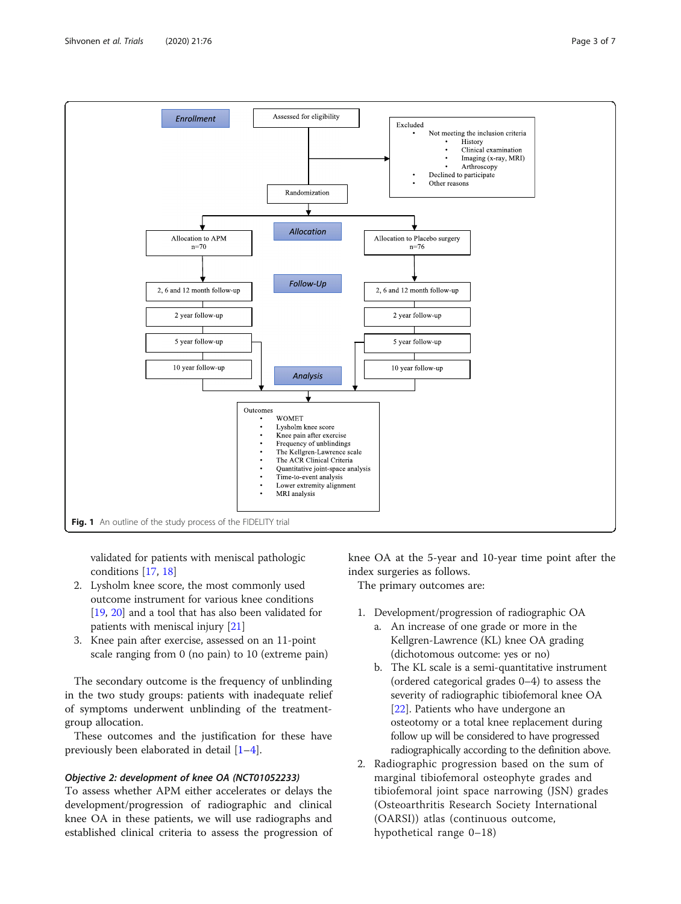Fig. 1 An outline of the study process of the FIDELITY trial

validated for patients with meniscal pathologic conditions [17, 18]

2. Lysholm knee score, the most commonly used outcome instrument for various knee conditions [19, 20] and a tool that has also been validated for patients with meniscal injury [21]
3. Knee pain after exercise, assessed on an 11-point scale ranging from 0 (no pain) to 10 (extreme pain)

The secondary outcome is the frequency of unblinding in the two study groups: patients with inadequate relief of symptoms underwent unblinding of the treatment-group allocation.

These outcomes and the justification for these have previously been elaborated in detail [1–4].

#### *Objective 2: development of knee OA (NCT01052233)*

To assess whether APM either accelerates or delays the development/progression of radiographic and clinical knee OA in these patients, we will use radiographs and established clinical criteria to assess the progression of knee OA at the 5-year and 10-year time point after the index surgeries as follows.

The primary outcomes are:

1. Development/progression of radiographic OA
   a. An increase of one grade or more in the Kellgren-Lawrence (KL) knee OA grading (dichotomous outcome: yes or no)
   b. The KL scale is a semi-quantitative instrument (ordered categorical grades 0–4) to assess the severity of radiographic tibiofemoral knee OA [22]. Patients who have undergone an osteotomy or a total knee replacement during follow up will be considered to have progressed radiographically according to the definition above.
2. Radiographic progression based on the sum of marginal tibiofemoral osteophyte grades and tibiofemoral joint space narrowing (JSN) grades (Osteoarthritis Research Society International (OARSI)) atlas (continuous outcome, hypothetical range 0–18)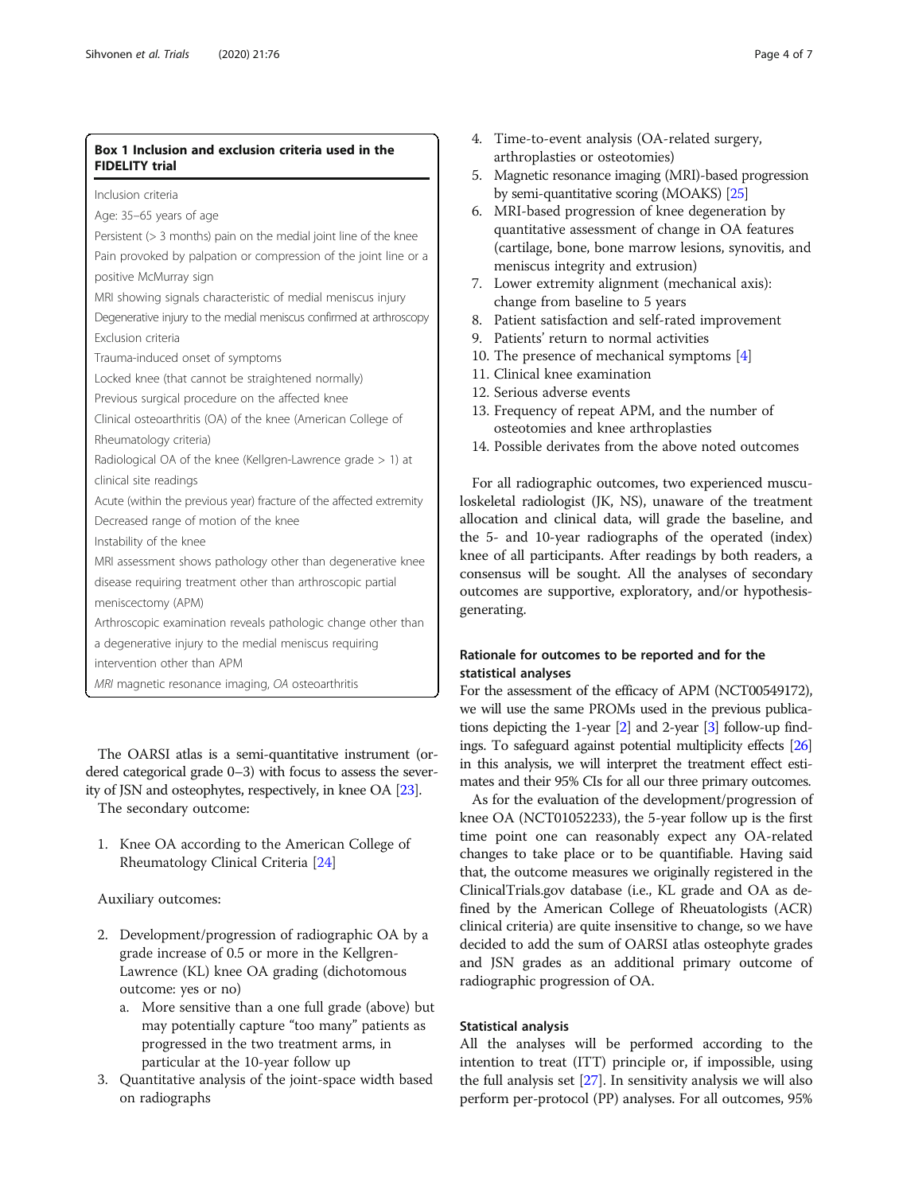**Box 1 Inclusion and exclusion criteria used in the FIDELITY trial**

Inclusion criteria

Age: 35–65 years of age

Persistent (> 3 months) pain on the medial joint line of the knee

Pain provoked by palpation or compression of the joint line or a positive McMurray sign

MRI showing signals characteristic of medial meniscus injury

Degenerative injury to the medial meniscus confirmed at arthroscopy

Exclusion criteria

Trauma-induced onset of symptoms

Locked knee (that cannot be straightened normally)

Previous surgical procedure on the affected knee

Clinical osteoarthritis (OA) of the knee (American College of Rheumatology criteria)

Radiological OA of the knee (Kellgren-Lawrence grade > 1) at clinical site readings

Acute (within the previous year) fracture of the affected extremity

Decreased range of motion of the knee

Instability of the knee

MRI assessment shows pathology other than degenerative knee disease requiring treatment other than arthroscopic partial meniscectomy (APM)

Arthroscopic examination reveals pathologic change other than a degenerative injury to the medial meniscus requiring intervention other than APM

*MRI* magnetic resonance imaging, *OA* osteoarthritis

The OARSI atlas is a semi-quantitative instrument (ordered categorical grade 0–3) with focus to assess the severity of JSN and osteophytes, respectively, in knee OA [23].

The secondary outcome:

1. Knee OA according to the American College of Rheumatology Clinical Criteria [24]

Auxiliary outcomes:

2. Development/progression of radiographic OA by a grade increase of 0.5 or more in the Kellgren-Lawrence (KL) knee OA grading (dichotomous outcome: yes or no)
   a. More sensitive than a one full grade (above) but may potentially capture "too many" patients as progressed in the two treatment arms, in particular at the 10-year follow up
3. Quantitative analysis of the joint-space width based on radiographs
4. Time-to-event analysis (OA-related surgery, arthroplasties or osteotomies)
5. Magnetic resonance imaging (MRI)-based progression by semi-quantitative scoring (MOAKS) [25]
6. MRI-based progression of knee degeneration by quantitative assessment of change in OA features (cartilage, bone, bone marrow lesions, synovitis, and meniscus integrity and extrusion)
7. Lower extremity alignment (mechanical axis): change from baseline to 5 years
8. Patient satisfaction and self-rated improvement
9. Patients' return to normal activities
10. The presence of mechanical symptoms [4]
11. Clinical knee examination
12. Serious adverse events
13. Frequency of repeat APM, and the number of osteotomies and knee arthroplasties
14. Possible derivates from the above noted outcomes

For all radiographic outcomes, two experienced musculoskeletal radiologist (JK, NS), unaware of the treatment allocation and clinical data, will grade the baseline, and the 5- and 10-year radiographs of the operated (index) knee of all participants. After readings by both readers, a consensus will be sought. All the analyses of secondary outcomes are supportive, exploratory, and/or hypothesis-generating.

### Rationale for outcomes to be reported and for the statistical analyses

For the assessment of the efficacy of APM (NCT00549172), we will use the same PROMs used in the previous publications depicting the 1-year [2] and 2-year [3] follow-up findings. To safeguard against potential multiplicity effects [26] in this analysis, we will interpret the treatment effect estimates and their 95% CIs for all our three primary outcomes.

As for the evaluation of the development/progression of knee OA (NCT01052233), the 5-year follow up is the first time point one can reasonably expect any OA-related changes to take place or to be quantifiable. Having said that, the outcome measures we originally registered in the ClinicalTrials.gov database (i.e., KL grade and OA as defined by the American College of Rheuatologists (ACR) clinical criteria) are quite insensitive to change, so we have decided to add the sum of OARSI atlas osteophyte grades and JSN grades as an additional primary outcome of radiographic progression of OA.

### Statistical analysis

All the analyses will be performed according to the intention to treat (ITT) principle or, if impossible, using the full analysis set [27]. In sensitivity analysis we will also perform per-protocol (PP) analyses. For all outcomes, 95%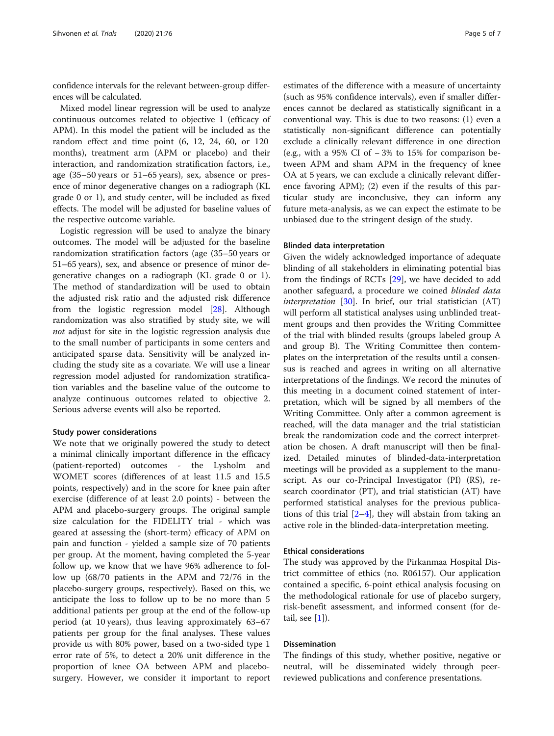confidence intervals for the relevant between-group differences will be calculated.

Mixed model linear regression will be used to analyze continuous outcomes related to objective 1 (efficacy of APM). In this model the patient will be included as the random effect and time point (6, 12, 24, 60, or 120 months), treatment arm (APM or placebo) and their interaction, and randomization stratification factors, i.e., age (35–50 years or 51–65 years), sex, absence or presence of minor degenerative changes on a radiograph (KL grade 0 or 1), and study center, will be included as fixed effects. The model will be adjusted for baseline values of the respective outcome variable.

Logistic regression will be used to analyze the binary outcomes. The model will be adjusted for the baseline randomization stratification factors (age (35–50 years or 51–65 years), sex, and absence or presence of minor degenerative changes on a radiograph (KL grade 0 or 1). The method of standardization will be used to obtain the adjusted risk ratio and the adjusted risk difference from the logistic regression model [28]. Although randomization was also stratified by study site, we will *not* adjust for site in the logistic regression analysis due to the small number of participants in some centers and anticipated sparse data. Sensitivity will be analyzed including the study site as a covariate. We will use a linear regression model adjusted for randomization stratification variables and the baseline value of the outcome to analyze continuous outcomes related to objective 2. Serious adverse events will also be reported.

#### Study power considerations

We note that we originally powered the study to detect a minimal clinically important difference in the efficacy (patient-reported) outcomes - the Lysholm and WOMET scores (differences of at least 11.5 and 15.5 points, respectively) and in the score for knee pain after exercise (difference of at least 2.0 points) - between the APM and placebo-surgery groups. The original sample size calculation for the FIDELITY trial - which was geared at assessing the (short-term) efficacy of APM on pain and function - yielded a sample size of 70 patients per group. At the moment, having completed the 5-year follow up, we know that we have 96% adherence to follow up (68/70 patients in the APM and 72/76 in the placebo-surgery groups, respectively). Based on this, we anticipate the loss to follow up to be no more than 5 additional patients per group at the end of the follow-up period (at 10 years), thus leaving approximately 63–67 patients per group for the final analyses. These values provide us with 80% power, based on a two-sided type 1 error rate of 5%, to detect a 20% unit difference in the proportion of knee OA between APM and placebo-surgery. However, we consider it important to report estimates of the difference with a measure of uncertainty (such as 95% confidence intervals), even if smaller differences cannot be declared as statistically significant in a conventional way. This is due to two reasons: (1) even a statistically non-significant difference can potentially exclude a clinically relevant difference in one direction (e.g., with a 95% CI of − 3% to 15% for comparison between APM and sham APM in the frequency of knee OA at 5 years, we can exclude a clinically relevant difference favoring APM); (2) even if the results of this particular study are inconclusive, they can inform any future meta-analysis, as we can expect the estimate to be unbiased due to the stringent design of the study.

#### Blinded data interpretation

Given the widely acknowledged importance of adequate blinding of all stakeholders in eliminating potential bias from the findings of RCTs [29], we have decided to add another safeguard, a procedure we coined *blinded data interpretation* [30]. In brief, our trial statistician (AT) will perform all statistical analyses using unblinded treatment groups and then provides the Writing Committee of the trial with blinded results (groups labeled group A and group B). The Writing Committee then contemplates on the interpretation of the results until a consensus is reached and agrees in writing on all alternative interpretations of the findings. We record the minutes of this meeting in a document coined statement of interpretation, which will be signed by all members of the Writing Committee. Only after a common agreement is reached, will the data manager and the trial statistician break the randomization code and the correct interpretation be chosen. A draft manuscript will then be finalized. Detailed minutes of blinded-data-interpretation meetings will be provided as a supplement to the manuscript. As our co-Principal Investigator (PI) (RS), research coordinator (PT), and trial statistician (AT) have performed statistical analyses for the previous publications of this trial [2–4], they will abstain from taking an active role in the blinded-data-interpretation meeting.

#### Ethical considerations

The study was approved by the Pirkanmaa Hospital District committee of ethics (no. R06157). Our application contained a specific, 6-point ethical analysis focusing on the methodological rationale for use of placebo surgery, risk-benefit assessment, and informed consent (for detail, see [1]).

#### Dissemination

The findings of this study, whether positive, negative or neutral, will be disseminated widely through peer-reviewed publications and conference presentations.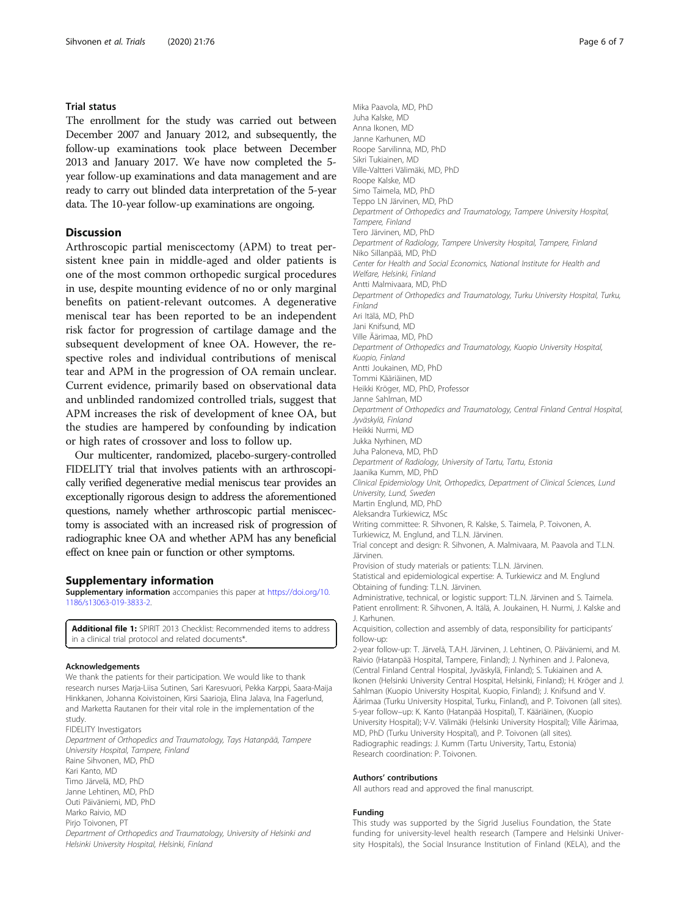## Trial status

The enrollment for the study was carried out between December 2007 and January 2012, and subsequently, the follow-up examinations took place between December 2013 and January 2017. We have now completed the 5-year follow-up examinations and data management and are ready to carry out blinded data interpretation of the 5-year data. The 10-year follow-up examinations are ongoing.

## Discussion

Arthroscopic partial meniscectomy (APM) to treat persistent knee pain in middle-aged and older patients is one of the most common orthopedic surgical procedures in use, despite mounting evidence of no or only marginal benefits on patient-relevant outcomes. A degenerative meniscal tear has been reported to be an independent risk factor for progression of cartilage damage and the subsequent development of knee OA. However, the respective roles and individual contributions of meniscal tear and APM in the progression of OA remain unclear. Current evidence, primarily based on observational data and unblinded randomized controlled trials, suggest that APM increases the risk of development of knee OA, but the studies are hampered by confounding by indication or high rates of crossover and loss to follow up.

Our multicenter, randomized, placebo-surgery-controlled FIDELITY trial that involves patients with an arthroscopically verified degenerative medial meniscus tear provides an exceptionally rigorous design to address the aforementioned questions, namely whether arthroscopic partial meniscectomy is associated with an increased risk of progression of radiographic knee OA and whether APM has any beneficial effect on knee pain or function or other symptoms.

## Supplementary information

**Supplementary information** accompanies this paper at https://doi.org/10.1186/s13063-019-3833-2.

**Additional file 1:** SPIRIT 2013 Checklist: Recommended items to address in a clinical trial protocol and related documents*.

### Acknowledgements

We thank the patients for their participation. We would like to thank research nurses Marja-Liisa Sutinen, Sari Karesvuori, Pekka Karppi, Saara-Maija Hinkkanen, Johanna Koivistoinen, Kirsi Saarioja, Elina Jalava, Ina Fagerlund, and Marketta Rautanen for their vital role in the implementation of the study.

FIDELITY Investigators

*Department of Orthopedics and Traumatology, Tays Hatanpää, Tampere University Hospital, Tampere, Finland*
Raine Sihvonen, MD, PhD
Kari Kanto, MD
Timo Järvelä, MD, PhD
Janne Lehtinen, MD, PhD
Outi Päiväniemi, MD, PhD
Marko Raivio, MD
Pirjo Toivonen, PT

*Department of Orthopedics and Traumatology, University of Helsinki and Helsinki University Hospital, Helsinki, Finland*
Mika Paavola, MD, PhD
Juha Kalske, MD
Anna Ikonen, MD
Janne Karhunen, MD
Roope Sarvilinna, MD, PhD
Sikri Tukiainen, MD
Ville-Valtteri Välimäki, MD, PhD
Roope Kalske, MD
Simo Taimela, MD, PhD
Teppo LN Järvinen, MD, PhD

*Department of Orthopedics and Traumatology, Tampere University Hospital, Tampere, Finland*
Tero Järvinen, MD, PhD

*Department of Radiology, Tampere University Hospital, Tampere, Finland*
Niko Sillanpää, MD, PhD

*Center for Health and Social Economics, National Institute for Health and Welfare, Helsinki, Finland*
Antti Malmivaara, MD, PhD

*Department of Orthopedics and Traumatology, Turku University Hospital, Turku, Finland*
Ari Itälä, MD, PhD
Jani Knifsund, MD
Ville Äärimaa, MD, PhD

*Department of Orthopedics and Traumatology, Kuopio University Hospital, Kuopio, Finland*
Antti Joukainen, MD, PhD
Tommi Kääriäinen, MD
Heikki Kröger, MD, PhD, Professor
Janne Sahlman, MD

*Department of Orthopedics and Traumatology, Central Finland Central Hospital, Jyväskylä, Finland*
Heikki Nurmi, MD
Jukka Nyrhinen, MD
Juha Paloneva, MD, PhD

*Department of Radiology, University of Tartu, Tartu, Estonia*
Jaanika Kumm, MD, PhD

*Clinical Epidemiology Unit, Orthopedics, Department of Clinical Sciences, Lund University, Lund, Sweden*
Martin Englund, MD, PhD
Aleksandra Turkiewicz, MSc

Writing committee: R. Sihvonen, R. Kalske, S. Taimela, P. Toivonen, A. Turkiewicz, M. Englund, and T.L.N. Järvinen.
Trial concept and design: R. Sihvonen, A. Malmivaara, M. Paavola and T.L.N. Järvinen.
Provision of study materials or patients: T.L.N. Järvinen.
Statistical and epidemiological expertise: A. Turkiewicz and M. Englund
Obtaining of funding: T.L.N. Järvinen.
Administrative, technical, or logistic support: T.L.N. Järvinen and S. Taimela.
Patient enrollment: R. Sihvonen, A. Itälä, A. Joukainen, H. Nurmi, J. Kalske and J. Karhunen.
Acquisition, collection and assembly of data, responsibility for participants' follow-up:
2-year follow-up: T. Järvelä, T.A.H. Järvinen, J. Lehtinen, O. Päiväniemi, and M. Raivio (Hatanpää Hospital, Tampere, Finland); J. Nyrhinen and J. Paloneva, (Central Finland Central Hospital, Jyväskylä, Finland); S. Tukiainen and A. Ikonen (Helsinki University Central Hospital, Helsinki, Finland); H. Kröger and J. Sahlman (Kuopio University Hospital, Kuopio, Finland); J. Knifsund and V. Äärimaa (Turku University Hospital, Turku, Finland), and P. Toivonen (all sites).
5-year follow–up: K. Kanto (Hatanpää Hospital), T. Kääriäinen, (Kuopio University Hospital); V-V. Välimäki (Helsinki University Hospital); Ville Äärimaa, MD, PhD (Turku University Hospital), and P. Toivonen (all sites).
Radiographic readings: J. Kumm (Tartu University, Tartu, Estonia)
Research coordination: P. Toivonen.

### Authors' contributions

All authors read and approved the final manuscript.

### Funding

This study was supported by the Sigrid Juselius Foundation, the State funding for university-level health research (Tampere and Helsinki University Hospitals), the Social Insurance Institution of Finland (KELA), and the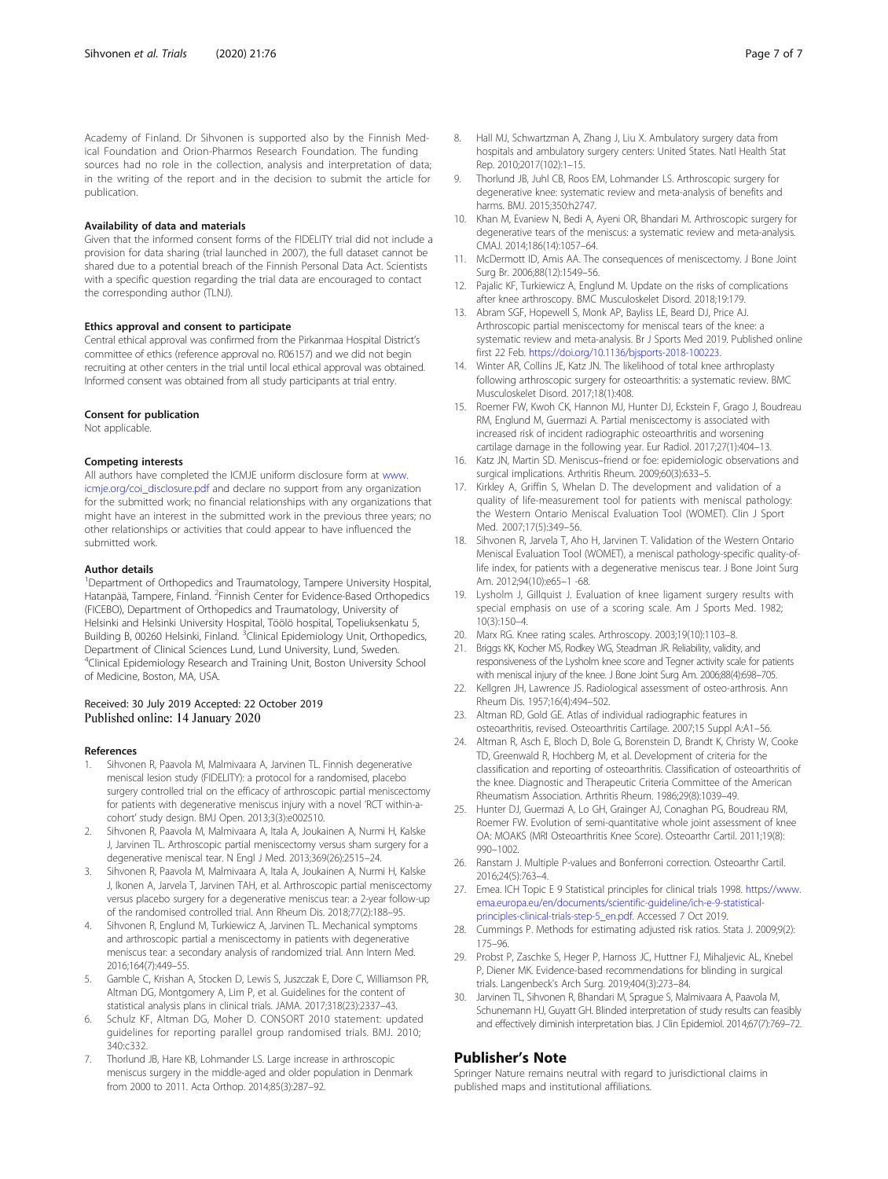Academy of Finland. Dr Sihvonen is supported also by the Finnish Medical Foundation and Orion-Pharmos Research Foundation. The funding sources had no role in the collection, analysis and interpretation of data; in the writing of the report and in the decision to submit the article for publication.

### Availability of data and materials

Given that the informed consent forms of the FIDELITY trial did not include a provision for data sharing (trial launched in 2007), the full dataset cannot be shared due to a potential breach of the Finnish Personal Data Act. Scientists with a specific question regarding the trial data are encouraged to contact the corresponding author (TLNJ).

### Ethics approval and consent to participate

Central ethical approval was confirmed from the Pirkanmaa Hospital District's committee of ethics (reference approval no. R06157) and we did not begin recruiting at other centers in the trial until local ethical approval was obtained. Informed consent was obtained from all study participants at trial entry.

### Consent for publication

Not applicable.

### Competing interests

All authors have completed the ICMJE uniform disclosure form at www.icmje.org/coi_disclosure.pdf and declare no support from any organization for the submitted work; no financial relationships with any organizations that might have an interest in the submitted work in the previous three years; no other relationships or activities that could appear to have influenced the submitted work.

### Author details

[1]Department of Orthopedics and Traumatology, Tampere University Hospital, Hatanpää, Tampere, Finland. [2]Finnish Center for Evidence-Based Orthopedics (FICEBO), Department of Orthopedics and Traumatology, University of Helsinki and Helsinki University Hospital, Töölö hospital, Topeliuksenkatu 5, Building B, 00260 Helsinki, Finland. [3]Clinical Epidemiology Unit, Orthopedics, Department of Clinical Sciences Lund, Lund University, Lund, Sweden. [4]Clinical Epidemiology Research and Training Unit, Boston University School of Medicine, Boston, MA, USA.

Received: 30 July 2019 Accepted: 22 October 2019
Published online: 14 January 2020

### References

1. Sihvonen R, Paavola M, Malmivaara A, Jarvinen TL. Finnish degenerative meniscal lesion study (FIDELITY): a protocol for a randomised, placebo surgery controlled trial on the efficacy of arthroscopic partial meniscectomy for patients with degenerative meniscus injury with a novel 'RCT within-a-cohort' study design. BMJ Open. 2013;3(3):e002510.
2. Sihvonen R, Paavola M, Malmivaara A, Itala A, Joukainen A, Nurmi H, Kalske J, Jarvinen TL. Arthroscopic partial meniscectomy versus sham surgery for a degenerative meniscal tear. N Engl J Med. 2013;369(26):2515–24.
3. Sihvonen R, Paavola M, Malmivaara A, Itala A, Joukainen A, Nurmi H, Kalske J, Ikonen A, Jarvela T, Jarvinen TAH, et al. Arthroscopic partial meniscectomy versus placebo surgery for a degenerative meniscus tear: a 2-year follow-up of the randomised controlled trial. Ann Rheum Dis. 2018;77(2):188–95.
4. Sihvonen R, Englund M, Turkiewicz A, Jarvinen TL. Mechanical symptoms and arthroscopic partial a meniscectomy in patients with degenerative meniscus tear: a secondary analysis of randomized trial. Ann Intern Med. 2016;164(7):449–55.
5. Gamble C, Krishan A, Stocken D, Lewis S, Juszczak E, Dore C, Williamson PR, Altman DG, Montgomery A, Lim P, et al. Guidelines for the content of statistical analysis plans in clinical trials. JAMA. 2017;318(23):2337–43.
6. Schulz KF, Altman DG, Moher D. CONSORT 2010 statement: updated guidelines for reporting parallel group randomised trials. BMJ. 2010; 340:c332.
7. Thorlund JB, Hare KB, Lohmander LS. Large increase in arthroscopic meniscus surgery in the middle-aged and older population in Denmark from 2000 to 2011. Acta Orthop. 2014;85(3):287–92.
8. Hall MJ, Schwartzman A, Zhang J, Liu X. Ambulatory surgery data from hospitals and ambulatory surgery centers: United States. Natl Health Stat Rep. 2010;2017(102):1–15.
9. Thorlund JB, Juhl CB, Roos EM, Lohmander LS. Arthroscopic surgery for degenerative knee: systematic review and meta-analysis of benefits and harms. BMJ. 2015;350:h2747.
10. Khan M, Evaniew N, Bedi A, Ayeni OR, Bhandari M. Arthroscopic surgery for degenerative tears of the meniscus: a systematic review and meta-analysis. CMAJ. 2014;186(14):1057–64.
11. McDermott ID, Amis AA. The consequences of meniscectomy. J Bone Joint Surg Br. 2006;88(12):1549–56.
12. Pajalic KF, Turkiewicz A, Englund M. Update on the risks of complications after knee arthroscopy. BMC Musculoskelet Disord. 2018;19:179.
13. Abram SGF, Hopewell S, Monk AP, Bayliss LE, Beard DJ, Price AJ. Arthroscopic partial meniscectomy for meniscal tears of the knee: a systematic review and meta-analysis. Br J Sports Med 2019. Published online first 22 Feb. https://doi.org/10.1136/bjsports-2018-100223.
14. Winter AR, Collins JE, Katz JN. The likelihood of total knee arthroplasty following arthroscopic surgery for osteoarthritis: a systematic review. BMC Musculoskelet Disord. 2017;18(1):408.
15. Roemer FW, Kwoh CK, Hannon MJ, Hunter DJ, Eckstein F, Grago J, Boudreau RM, Englund M, Guermazi A. Partial meniscectomy is associated with increased risk of incident radiographic osteoarthritis and worsening cartilage damage in the following year. Eur Radiol. 2017;27(1):404–13.
16. Katz JN, Martin SD. Meniscus–friend or foe: epidemiologic observations and surgical implications. Arthritis Rheum. 2009;60(3):633–5.
17. Kirkley A, Griffin S, Whelan D. The development and validation of a quality of life-measurement tool for patients with meniscal pathology: the Western Ontario Meniscal Evaluation Tool (WOMET). Clin J Sport Med. 2007;17(5):349–56.
18. Sihvonen R, Jarvela T, Aho H, Jarvinen T. Validation of the Western Ontario Meniscal Evaluation Tool (WOMET), a meniscal pathology-specific quality-of-life index, for patients with a degenerative meniscus tear. J Bone Joint Surg Am. 2012;94(10):e65–1 -68.
19. Lysholm J, Gillquist J. Evaluation of knee ligament surgery results with special emphasis on use of a scoring scale. Am J Sports Med. 1982; 10(3):150–4.
20. Marx RG. Knee rating scales. Arthroscopy. 2003;19(10):1103–8.
21. Briggs KK, Kocher MS, Rodkey WG, Steadman JR. Reliability, validity, and responsiveness of the Lysholm knee score and Tegner activity scale for patients with meniscal injury of the knee. J Bone Joint Surg Am. 2006;88(4):698–705.
22. Kellgren JH, Lawrence JS. Radiological assessment of osteo-arthrosis. Ann Rheum Dis. 1957;16(4):494–502.
23. Altman RD, Gold GE. Atlas of individual radiographic features in osteoarthritis, revised. Osteoarthritis Cartilage. 2007;15 Suppl A:A1–56.
24. Altman R, Asch E, Bloch D, Bole G, Borenstein D, Brandt K, Christy W, Cooke TD, Greenwald R, Hochberg M, et al. Development of criteria for the classification and reporting of osteoarthritis. Classification of osteoarthritis of the knee. Diagnostic and Therapeutic Criteria Committee of the American Rheumatism Association. Arthritis Rheum. 1986;29(8):1039–49.
25. Hunter DJ, Guermazi A, Lo GH, Grainger AJ, Conaghan PG, Boudreau RM, Roemer FW. Evolution of semi-quantitative whole joint assessment of knee OA: MOAKS (MRI Osteoarthritis Knee Score). Osteoarthr Cartil. 2011;19(8): 990–1002.
26. Ranstam J. Multiple P-values and Bonferroni correction. Osteoarthr Cartil. 2016;24(5):763–4.
27. Emea. ICH Topic E 9 Statistical principles for clinical trials 1998. https://www.ema.europa.eu/en/documents/scientific-guideline/ich-e-9-statistical-principles-clinical-trials-step-5_en.pdf. Accessed 7 Oct 2019.
28. Cummings P. Methods for estimating adjusted risk ratios. Stata J. 2009;9(2): 175–96.
29. Probst P, Zaschke S, Heger P, Harnoss JC, Huttner FJ, Mihaljevic AL, Knebel P, Diener MK. Evidence-based recommendations for blinding in surgical trials. Langenbeck's Arch Surg. 2019;404(3):273–84.
30. Jarvinen TL, Sihvonen R, Bhandari M, Sprague S, Malmivaara A, Paavola M, Schunemann HJ, Guyatt GH. Blinded interpretation of study results can feasibly and effectively diminish interpretation bias. J Clin Epidemiol. 2014;67(7):769–72.

## Publisher's Note

Springer Nature remains neutral with regard to jurisdictional claims in published maps and institutional affiliations.